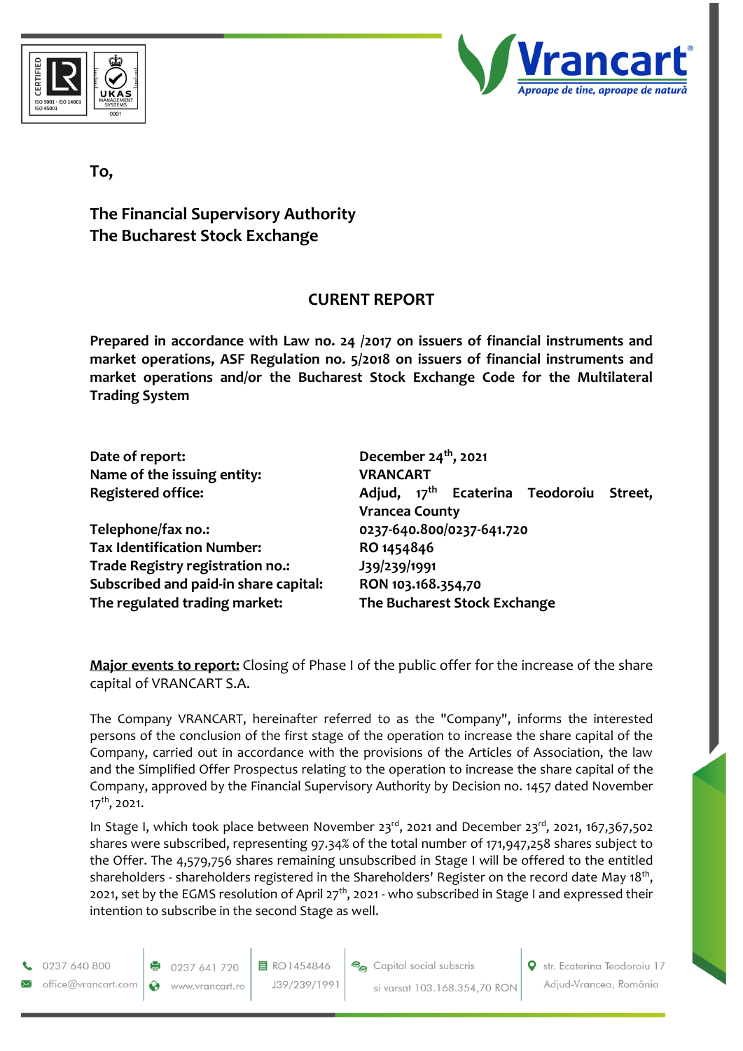To,

**The Financial Supervisory Authority**
**The Bucharest Stock Exchange**

## CURENT REPORT

**Prepared in accordance with Law no. 24 /2017 on issuers of financial instruments and market operations, ASF Regulation no. 5/2018 on issuers of financial instruments and market operations and/or the Bucharest Stock Exchange Code for the Multilateral Trading System**

| | |
|---|---|
| **Date of report:** | **December 24th, 2021** |
| **Name of the issuing entity:** | **VRANCART** |
| **Registered office:** | **Adjud, 17th Ecaterina Teodoroiu Street, Vrancea County** |
| **Telephone/fax no.:** | **0237-640.800/0237-641.720** |
| **Tax Identification Number:** | **RO 1454846** |
| **Trade Registry registration no.:** | **J39/239/1991** |
| **Subscribed and paid-in share capital:** | **RON 103.168.354,70** |
| **The regulated trading market:** | **The Bucharest Stock Exchange** |

**Major events to report:** Closing of Phase I of the public offer for the increase of the share capital of VRANCART S.A.

The Company VRANCART, hereinafter referred to as the "Company", informs the interested persons of the conclusion of the first stage of the operation to increase the share capital of the Company, carried out in accordance with the provisions of the Articles of Association, the law and the Simplified Offer Prospectus relating to the operation to increase the share capital of the Company, approved by the Financial Supervisory Authority by Decision no. 1457 dated November 17th, 2021.

In Stage I, which took place between November 23rd, 2021 and December 23rd, 2021, 167,367,502 shares were subscribed, representing 97.34% of the total number of 171,947,258 shares subject to the Offer. The 4,579,756 shares remaining unsubscribed in Stage I will be offered to the entitled shareholders - shareholders registered in the Shareholders' Register on the record date May 18th, 2021, set by the EGMS resolution of April 27th, 2021 - who subscribed in Stage I and expressed their intention to subscribe in the second Stage as well.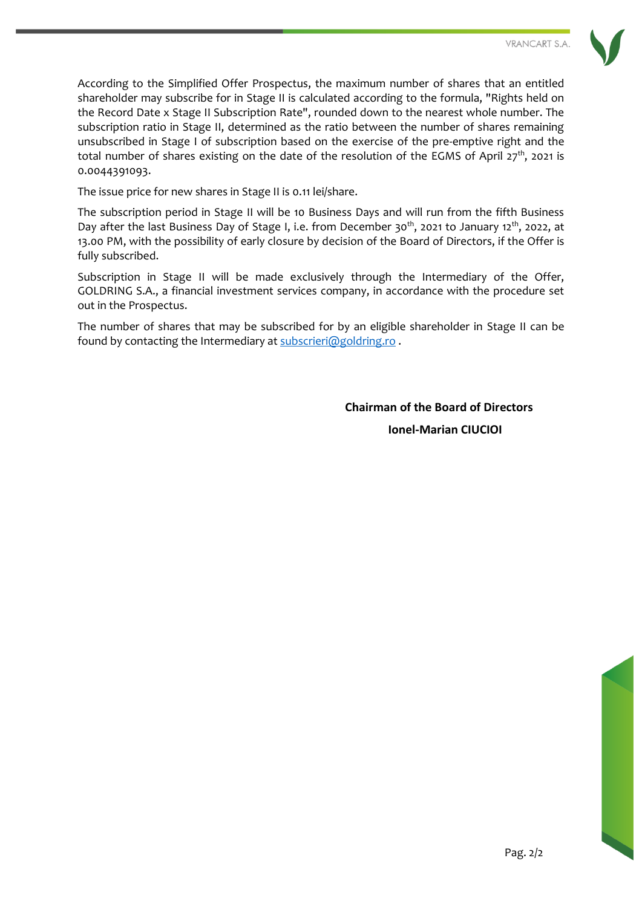According to the Simplified Offer Prospectus, the maximum number of shares that an entitled shareholder may subscribe for in Stage II is calculated according to the formula, "Rights held on the Record Date x Stage II Subscription Rate", rounded down to the nearest whole number. The subscription ratio in Stage II, determined as the ratio between the number of shares remaining unsubscribed in Stage I of subscription based on the exercise of the pre-emptive right and the total number of shares existing on the date of the resolution of the EGMS of April 27th, 2021 is 0.0044391093.

The issue price for new shares in Stage II is 0.11 lei/share.

The subscription period in Stage II will be 10 Business Days and will run from the fifth Business Day after the last Business Day of Stage I, i.e. from December 30th, 2021 to January 12th, 2022, at 13.00 PM, with the possibility of early closure by decision of the Board of Directors, if the Offer is fully subscribed.

Subscription in Stage II will be made exclusively through the Intermediary of the Offer, GOLDRING S.A., a financial investment services company, in accordance with the procedure set out in the Prospectus.

The number of shares that may be subscribed for by an eligible shareholder in Stage II can be found by contacting the Intermediary at subscrieri@goldring.ro .

**Chairman of the Board of Directors**

**Ionel-Marian CIUCIOI**